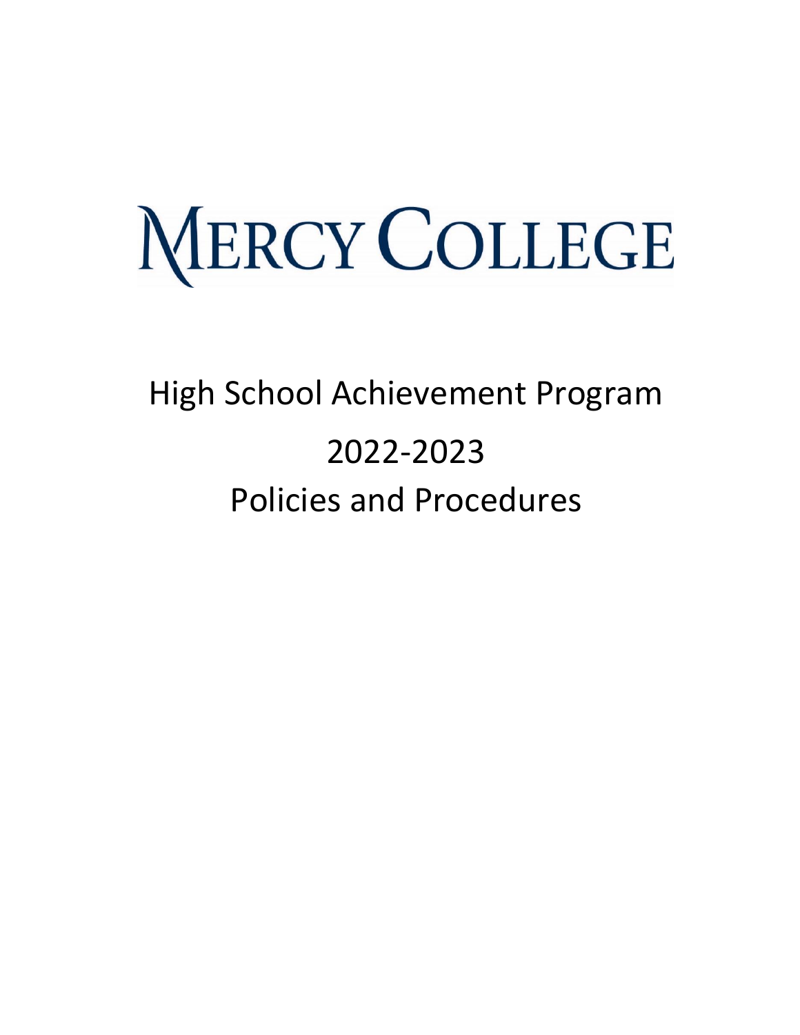# MERCY COLLEGE

## High School Achievement Program

## 2022-2023

## Policies and Procedures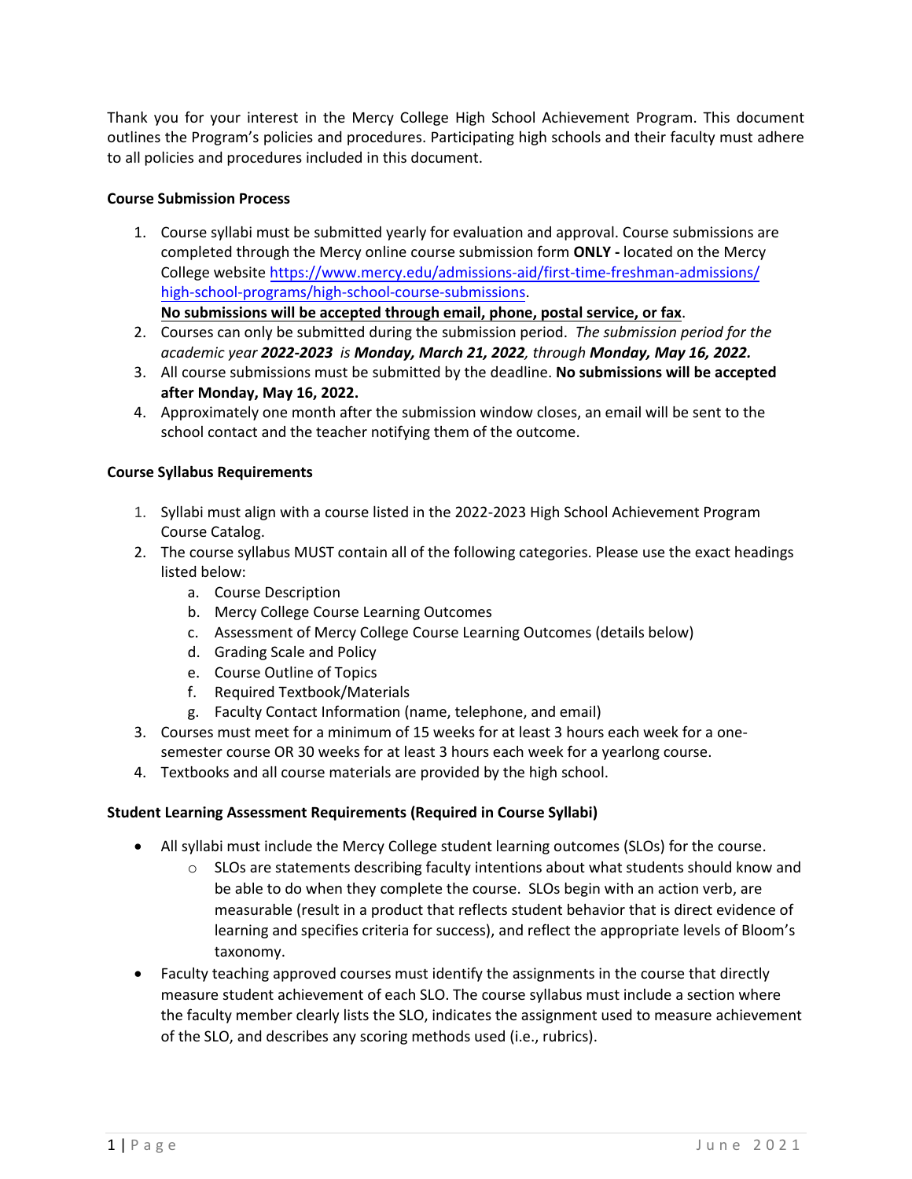Thank you for your interest in the Mercy College High School Achievement Program. This document outlines the Program's policies and procedures. Participating high schools and their faculty must adhere to all policies and procedures included in this document.

**Course Submission Process**

1. Course syllabi must be submitted yearly for evaluation and approval. Course submissions are completed through the Mercy online course submission form **ONLY -** located on the Mercy College website [https://www.mercy.edu/admissions-aid/first-time-freshman-admissions/high-school-programs/high-school-course-submissions](https://www.mercy.edu/admissions-aid/first-time-freshman-admissions/high-school-programs/high-school-course-submissions).
   **No submissions will be accepted through email, phone, postal service, or fax**.
2. Courses can only be submitted during the submission period. *The submission period for the academic year **2022-2023** is **Monday, March 21, 2022**, through **Monday, May 16, 2022.***
3. All course submissions must be submitted by the deadline. **No submissions will be accepted after Monday, May 16, 2022.**
4. Approximately one month after the submission window closes, an email will be sent to the school contact and the teacher notifying them of the outcome.

**Course Syllabus Requirements**

1. Syllabi must align with a course listed in the 2022-2023 High School Achievement Program Course Catalog.
2. The course syllabus MUST contain all of the following categories. Please use the exact headings listed below:
   a. Course Description
   b. Mercy College Course Learning Outcomes
   c. Assessment of Mercy College Course Learning Outcomes (details below)
   d. Grading Scale and Policy
   e. Course Outline of Topics
   f. Required Textbook/Materials
   g. Faculty Contact Information (name, telephone, and email)
3. Courses must meet for a minimum of 15 weeks for at least 3 hours each week for a one-semester course OR 30 weeks for at least 3 hours each week for a yearlong course.
4. Textbooks and all course materials are provided by the high school.

**Student Learning Assessment Requirements (Required in Course Syllabi)**

- All syllabi must include the Mercy College student learning outcomes (SLOs) for the course.
  - SLOs are statements describing faculty intentions about what students should know and be able to do when they complete the course. SLOs begin with an action verb, are measurable (result in a product that reflects student behavior that is direct evidence of learning and specifies criteria for success), and reflect the appropriate levels of Bloom's taxonomy.
- Faculty teaching approved courses must identify the assignments in the course that directly measure student achievement of each SLO. The course syllabus must include a section where the faculty member clearly lists the SLO, indicates the assignment used to measure achievement of the SLO, and describes any scoring methods used (i.e., rubrics).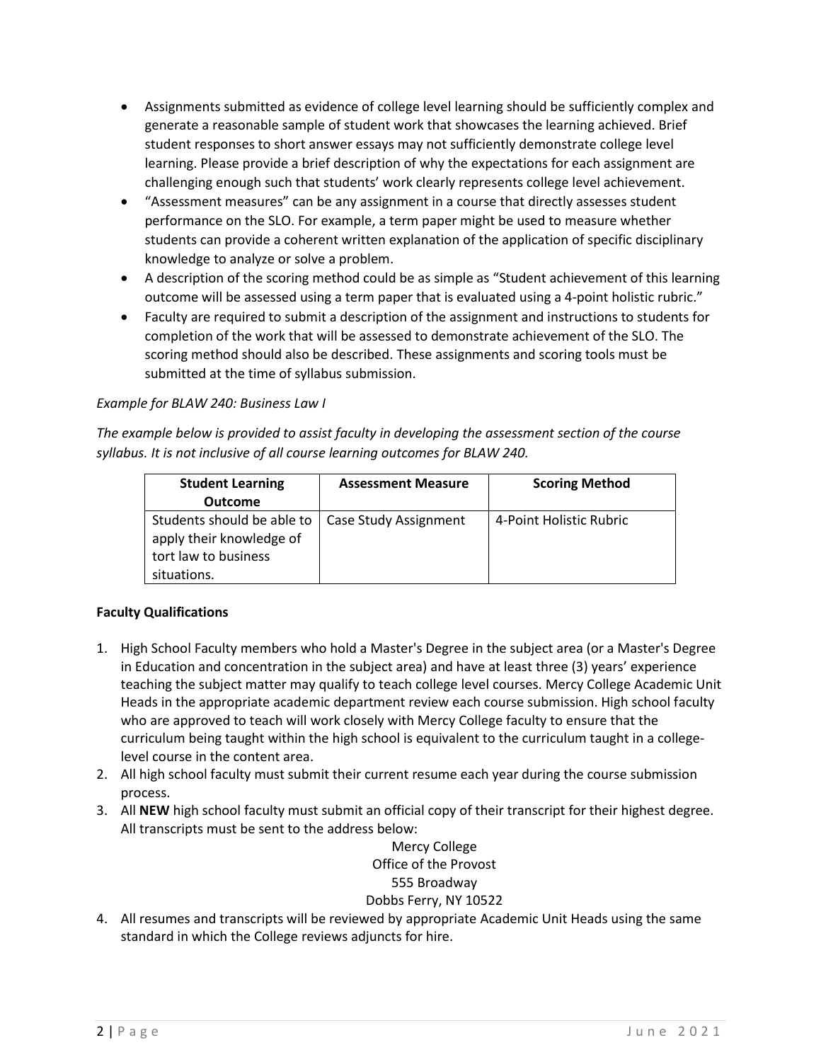- Assignments submitted as evidence of college level learning should be sufficiently complex and generate a reasonable sample of student work that showcases the learning achieved. Brief student responses to short answer essays may not sufficiently demonstrate college level learning. Please provide a brief description of why the expectations for each assignment are challenging enough such that students' work clearly represents college level achievement.
- "Assessment measures" can be any assignment in a course that directly assesses student performance on the SLO. For example, a term paper might be used to measure whether students can provide a coherent written explanation of the application of specific disciplinary knowledge to analyze or solve a problem.
- A description of the scoring method could be as simple as "Student achievement of this learning outcome will be assessed using a term paper that is evaluated using a 4-point holistic rubric."
- Faculty are required to submit a description of the assignment and instructions to students for completion of the work that will be assessed to demonstrate achievement of the SLO. The scoring method should also be described. These assignments and scoring tools must be submitted at the time of syllabus submission.

*Example for BLAW 240: Business Law I*

*The example below is provided to assist faculty in developing the assessment section of the course syllabus. It is not inclusive of all course learning outcomes for BLAW 240.*

| Student Learning Outcome | Assessment Measure | Scoring Method |
| --- | --- | --- |
| Students should be able to apply their knowledge of tort law to business situations. | Case Study Assignment | 4-Point Holistic Rubric |

**Faculty Qualifications**

1. High School Faculty members who hold a Master's Degree in the subject area (or a Master's Degree in Education and concentration in the subject area) and have at least three (3) years' experience teaching the subject matter may qualify to teach college level courses. Mercy College Academic Unit Heads in the appropriate academic department review each course submission. High school faculty who are approved to teach will work closely with Mercy College faculty to ensure that the curriculum being taught within the high school is equivalent to the curriculum taught in a college-level course in the content area.
2. All high school faculty must submit their current resume each year during the course submission process.
3. All **NEW** high school faculty must submit an official copy of their transcript for their highest degree. All transcripts must be sent to the address below:

   Mercy College
   Office of the Provost
   555 Broadway
   Dobbs Ferry, NY 10522
4. All resumes and transcripts will be reviewed by appropriate Academic Unit Heads using the same standard in which the College reviews adjuncts for hire.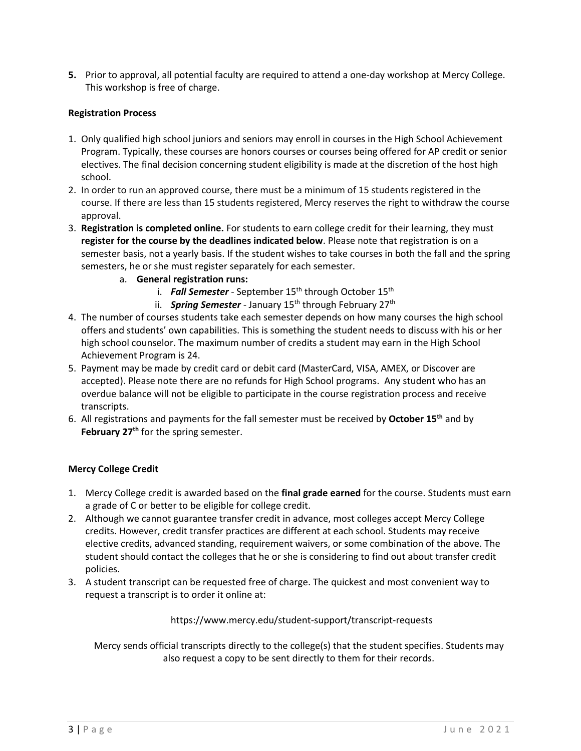**5.** Prior to approval, all potential faculty are required to attend a one-day workshop at Mercy College. This workshop is free of charge.

**Registration Process**

1. Only qualified high school juniors and seniors may enroll in courses in the High School Achievement Program. Typically, these courses are honors courses or courses being offered for AP credit or senior electives. The final decision concerning student eligibility is made at the discretion of the host high school.
2. In order to run an approved course, there must be a minimum of 15 students registered in the course. If there are less than 15 students registered, Mercy reserves the right to withdraw the course approval.
3. **Registration is completed online.** For students to earn college credit for their learning, they must **register for the course by the deadlines indicated below**. Please note that registration is on a semester basis, not a yearly basis. If the student wishes to take courses in both the fall and the spring semesters, he or she must register separately for each semester.
    a. **General registration runs:**
        i. ***Fall Semester*** - September 15th through October 15th
        ii. ***Spring Semester*** - January 15th through February 27th
4. The number of courses students take each semester depends on how many courses the high school offers and students' own capabilities. This is something the student needs to discuss with his or her high school counselor. The maximum number of credits a student may earn in the High School Achievement Program is 24.
5. Payment may be made by credit card or debit card (MasterCard, VISA, AMEX, or Discover are accepted). Please note there are no refunds for High School programs. Any student who has an overdue balance will not be eligible to participate in the course registration process and receive transcripts.
6. All registrations and payments for the fall semester must be received by **October 15th** and by **February 27th** for the spring semester.

**Mercy College Credit**

1. Mercy College credit is awarded based on the **final grade earned** for the course. Students must earn a grade of C or better to be eligible for college credit.
2. Although we cannot guarantee transfer credit in advance, most colleges accept Mercy College credits. However, credit transfer practices are different at each school. Students may receive elective credits, advanced standing, requirement waivers, or some combination of the above. The student should contact the colleges that he or she is considering to find out about transfer credit policies.
3. A student transcript can be requested free of charge. The quickest and most convenient way to request a transcript is to order it online at:

    https://www.mercy.edu/student-support/transcript-requests

    Mercy sends official transcripts directly to the college(s) that the student specifies. Students may also request a copy to be sent directly to them for their records.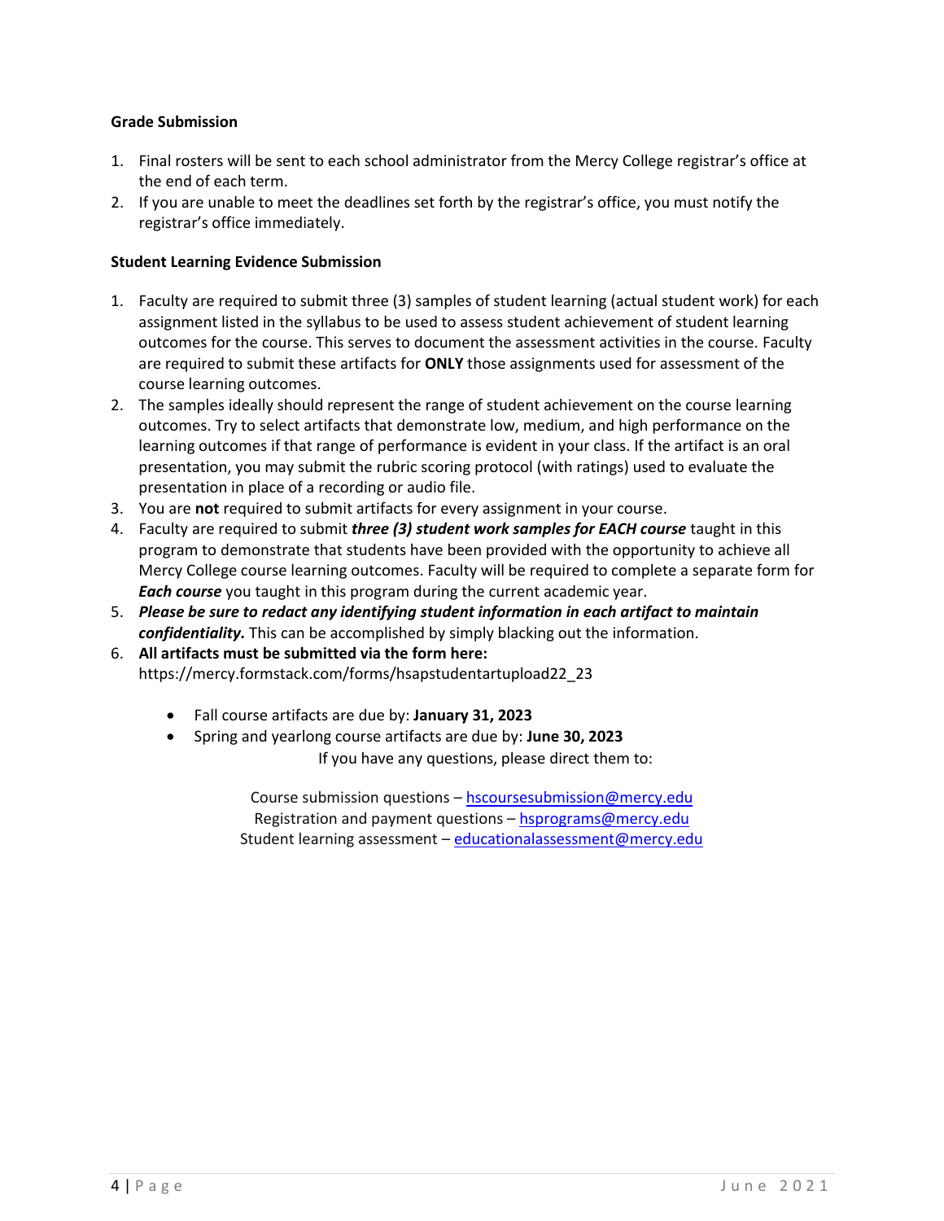**Grade Submission**

1. Final rosters will be sent to each school administrator from the Mercy College registrar's office at the end of each term.
2. If you are unable to meet the deadlines set forth by the registrar's office, you must notify the registrar's office immediately.

**Student Learning Evidence Submission**

1. Faculty are required to submit three (3) samples of student learning (actual student work) for each assignment listed in the syllabus to be used to assess student achievement of student learning outcomes for the course. This serves to document the assessment activities in the course. Faculty are required to submit these artifacts for **ONLY** those assignments used for assessment of the course learning outcomes.
2. The samples ideally should represent the range of student achievement on the course learning outcomes. Try to select artifacts that demonstrate low, medium, and high performance on the learning outcomes if that range of performance is evident in your class. If the artifact is an oral presentation, you may submit the rubric scoring protocol (with ratings) used to evaluate the presentation in place of a recording or audio file.
3. You are **not** required to submit artifacts for every assignment in your course.
4. Faculty are required to submit ***three (3) student work samples for EACH course*** taught in this program to demonstrate that students have been provided with the opportunity to achieve all Mercy College course learning outcomes. Faculty will be required to complete a separate form for ***Each course*** you taught in this program during the current academic year.
5. ***Please be sure to redact any identifying student information in each artifact to maintain confidentiality.*** This can be accomplished by simply blacking out the information.
6. **All artifacts must be submitted via the form here:** https://mercy.formstack.com/forms/hsapstudentartupload22_23

    - Fall course artifacts are due by: **January 31, 2023**
    - Spring and yearlong course artifacts are due by: **June 30, 2023**

If you have any questions, please direct them to:

Course submission questions – hscoursesubmission@mercy.edu
Registration and payment questions – hsprograms@mercy.edu
Student learning assessment – educationalassessment@mercy.edu